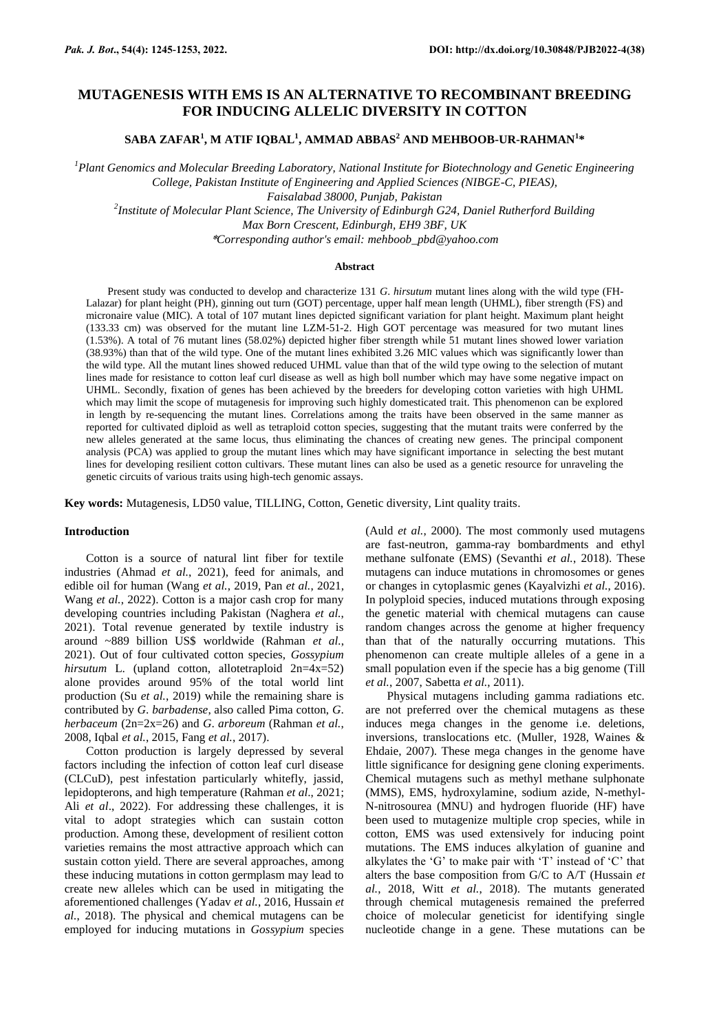# MUTAGENESIS WITH EMS IS AN ALTERNATIVE TO RECOMBINANT BREEDING FOR INDUCING ALLELIC DIVERSITY IN COTTON

**SABA ZAFAR[1], M ATIF IQBAL[1], AMMAD ABBAS[2] AND MEHBOOB-UR-RAHMAN[1]***

*[1]Plant Genomics and Molecular Breeding Laboratory, National Institute for Biotechnology and Genetic Engineering College, Pakistan Institute of Engineering and Applied Sciences (NIBGE-C, PIEAS), Faisalabad 38000, Punjab, Pakistan*

*[2]Institute of Molecular Plant Science, The University of Edinburgh G24, Daniel Rutherford Building Max Born Crescent, Edinburgh, EH9 3BF, UK*

*\*Corresponding author's email: mehboob_pbd@yahoo.com*

## Abstract

Present study was conducted to develop and characterize 131 *G. hirsutum* mutant lines along with the wild type (FH-Lalazar) for plant height (PH), ginning out turn (GOT) percentage, upper half mean length (UHML), fiber strength (FS) and micronaire value (MIC). A total of 107 mutant lines depicted significant variation for plant height. Maximum plant height (133.33 cm) was observed for the mutant line LZM-51-2. High GOT percentage was measured for two mutant lines (1.53%). A total of 76 mutant lines (58.02%) depicted higher fiber strength while 51 mutant lines showed lower variation (38.93%) than that of the wild type. One of the mutant lines exhibited 3.26 MIC values which was significantly lower than the wild type. All the mutant lines showed reduced UHML value than that of the wild type owing to the selection of mutant lines made for resistance to cotton leaf curl disease as well as high boll number which may have some negative impact on UHML. Secondly, fixation of genes has been achieved by the breeders for developing cotton varieties with high UHML which may limit the scope of mutagenesis for improving such highly domesticated trait. This phenomenon can be explored in length by re-sequencing the mutant lines. Correlations among the traits have been observed in the same manner as reported for cultivated diploid as well as tetraploid cotton species, suggesting that the mutant traits were conferred by the new alleles generated at the same locus, thus eliminating the chances of creating new genes. The principal component analysis (PCA) was applied to group the mutant lines which may have significant importance in selecting the best mutant lines for developing resilient cotton cultivars. These mutant lines can also be used as a genetic resource for unraveling the genetic circuits of various traits using high-tech genomic assays.

**Key words:** Mutagenesis, LD50 value, TILLING, Cotton, Genetic diversity, Lint quality traits.

## Introduction

Cotton is a source of natural lint fiber for textile industries (Ahmad *et al.*, 2021), feed for animals, and edible oil for human (Wang *et al.*, 2019, Pan *et al.*, 2021, Wang *et al.*, 2022). Cotton is a major cash crop for many developing countries including Pakistan (Naghera *et al.*, 2021). Total revenue generated by textile industry is around ~889 billion US$ worldwide (Rahman *et al.*, 2021). Out of four cultivated cotton species, *Gossypium hirsutum* L. (upland cotton, allotetraploid 2n=4x=52) alone provides around 95% of the total world lint production (Su *et al.*, 2019) while the remaining share is contributed by *G. barbadense*, also called Pima cotton, *G. herbaceum* (2n=2x=26) and *G. arboreum* (Rahman *et al.*, 2008, Iqbal *et al.*, 2015, Fang *et al.*, 2017).

Cotton production is largely depressed by several factors including the infection of cotton leaf curl disease (CLCuD), pest infestation particularly whitefly, jassid, lepidopterons, and high temperature (Rahman *et al*., 2021; Ali *et al*., 2022). For addressing these challenges, it is vital to adopt strategies which can sustain cotton production. Among these, development of resilient cotton varieties remains the most attractive approach which can sustain cotton yield. There are several approaches, among these inducing mutations in cotton germplasm may lead to create new alleles which can be used in mitigating the aforementioned challenges (Yadav *et al.*, 2016, Hussain *et al.*, 2018). The physical and chemical mutagens can be employed for inducing mutations in *Gossypium* species (Auld *et al.*, 2000). The most commonly used mutagens are fast-neutron, gamma-ray bombardments and ethyl methane sulfonate (EMS) (Sevanthi *et al.*, 2018). These mutagens can induce mutations in chromosomes or genes or changes in cytoplasmic genes (Kayalvizhi *et al.*, 2016). In polyploid species, induced mutations through exposing the genetic material with chemical mutagens can cause random changes across the genome at higher frequency than that of the naturally occurring mutations. This phenomenon can create multiple alleles of a gene in a small population even if the specie has a big genome (Till *et al.*, 2007, Sabetta *et al.*, 2011).

Physical mutagens including gamma radiations etc. are not preferred over the chemical mutagens as these induces mega changes in the genome i.e. deletions, inversions, translocations etc. (Muller, 1928, Waines & Ehdaie, 2007). These mega changes in the genome have little significance for designing gene cloning experiments. Chemical mutagens such as methyl methane sulphonate (MMS), EMS, hydroxylamine, sodium azide, N-methyl-N-nitrosourea (MNU) and hydrogen fluoride (HF) have been used to mutagenize multiple crop species, while in cotton, EMS was used extensively for inducing point mutations. The EMS induces alkylation of guanine and alkylates the 'G' to make pair with 'T' instead of 'C' that alters the base composition from G/C to A/T (Hussain *et al.*, 2018, Witt *et al.*, 2018). The mutants generated through chemical mutagenesis remained the preferred choice of molecular geneticist for identifying single nucleotide change in a gene. These mutations can be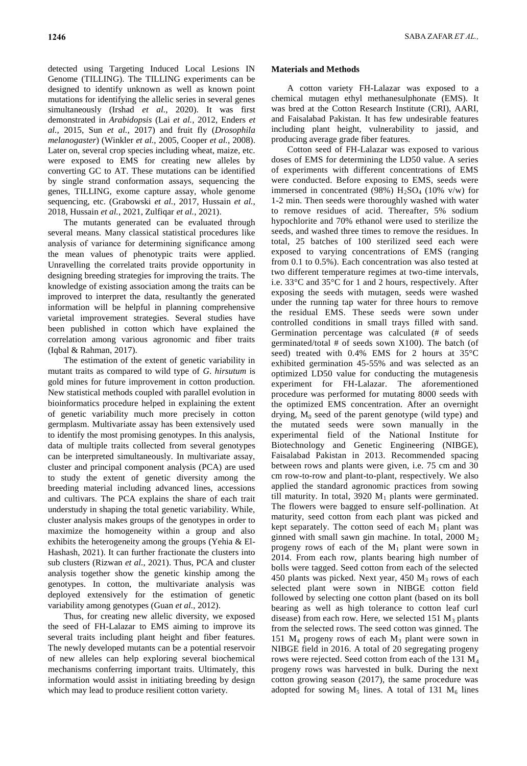detected using Targeting Induced Local Lesions IN Genome (TILLING). The TILLING experiments can be designed to identify unknown as well as known point mutations for identifying the allelic series in several genes simultaneously (Irshad *et al.*, 2020). It was first demonstrated in *Arabidopsis* (Lai *et al.*, 2012, Enders *et al.*, 2015, Sun *et al.*, 2017) and fruit fly (*Drosophila melanogaster*) (Winkler *et al.*, 2005, Cooper *et al.*, 2008). Later on, several crop species including wheat, maize, etc. were exposed to EMS for creating new alleles by converting GC to AT. These mutations can be identified by single strand conformation assays, sequencing the genes, TILLING, exome capture assay, whole genome sequencing, etc. (Grabowski *et al.*, 2017, Hussain *et al.*, 2018, Hussain *et al.*, 2021, Zulfiqar *et al.*, 2021).

The mutants generated can be evaluated through several means. Many classical statistical procedures like analysis of variance for determining significance among the mean values of phenotypic traits were applied. Unravelling the correlated traits provide opportunity in designing breeding strategies for improving the traits. The knowledge of existing association among the traits can be improved to interpret the data, resultantly the generated information will be helpful in planning comprehensive varietal improvement strategies. Several studies have been published in cotton which have explained the correlation among various agronomic and fiber traits (Iqbal & Rahman, 2017).

The estimation of the extent of genetic variability in mutant traits as compared to wild type of *G. hirsutum* is gold mines for future improvement in cotton production. New statistical methods coupled with parallel evolution in bioinformatics procedure helped in explaining the extent of genetic variability much more precisely in cotton germplasm. Multivariate assay has been extensively used to identify the most promising genotypes. In this analysis, data of multiple traits collected from several genotypes can be interpreted simultaneously. In multivariate assay, cluster and principal component analysis (PCA) are used to study the extent of genetic diversity among the breeding material including advanced lines, accessions and cultivars. The PCA explains the share of each trait understudy in shaping the total genetic variability. While, cluster analysis makes groups of the genotypes in order to maximize the homogeneity within a group and also exhibits the heterogeneity among the groups (Yehia & El-Hashash, 2021). It can further fractionate the clusters into sub clusters (Rizwan *et al.*, 2021). Thus, PCA and cluster analysis together show the genetic kinship among the genotypes. In cotton, the multivariate analysis was deployed extensively for the estimation of genetic variability among genotypes (Guan *et al.*, 2012).

Thus, for creating new allelic diversity, we exposed the seed of FH-Lalazar to EMS aiming to improve its several traits including plant height and fiber features. The newly developed mutants can be a potential reservoir of new alleles can help exploring several biochemical mechanisms conferring important traits. Ultimately, this information would assist in initiating breeding by design which may lead to produce resilient cotton variety.

## Materials and Methods

A cotton variety FH-Lalazar was exposed to a chemical mutagen ethyl methanesulphonate (EMS). It was bred at the Cotton Research Institute (CRI), AARI, and Faisalabad Pakistan. It has few undesirable features including plant height, vulnerability to jassid, and producing average grade fiber features.

Cotton seed of FH-Lalazar was exposed to various doses of EMS for determining the LD50 value. A series of experiments with different concentrations of EMS were conducted. Before exposing to EMS, seeds were immersed in concentrated (98%) $H_2SO_4$ (10% v/w) for 1-2 min. Then seeds were thoroughly washed with water to remove residues of acid. Thereafter, 5% sodium hypochlorite and 70% ethanol were used to sterilize the seeds, and washed three times to remove the residues. In total, 25 batches of 100 sterilized seed each were exposed to varying concentrations of EMS (ranging from 0.1 to 0.5%). Each concentration was also tested at two different temperature regimes at two-time intervals, i.e. 33°C and 35°C for 1 and 2 hours, respectively. After exposing the seeds with mutagen, seeds were washed under the running tap water for three hours to remove the residual EMS. These seeds were sown under controlled conditions in small trays filled with sand. Germination percentage was calculated (# of seeds germinated/total # of seeds sown X100). The batch (of seed) treated with 0.4% EMS for 2 hours at 35°C exhibited germination 45-55% and was selected as an optimized LD50 value for conducting the mutagenesis experiment for FH-Lalazar. The aforementioned procedure was performed for mutating 8000 seeds with the optimized EMS concentration. After an overnight drying, $M_0$ seed of the parent genotype (wild type) and the mutated seeds were sown manually in the experimental field of the National Institute for Biotechnology and Genetic Engineering (NIBGE), Faisalabad Pakistan in 2013. Recommended spacing between rows and plants were given, i.e. 75 cm and 30 cm row-to-row and plant-to-plant, respectively. We also applied the standard agronomic practices from sowing till maturity. In total, 3920 $M_1$ plants were germinated. The flowers were bagged to ensure self-pollination. At maturity, seed cotton from each plant was picked and kept separately. The cotton seed of each $M_1$ plant was ginned with small sawn gin machine. In total, 2000 $M_2$ progeny rows of each of the $M_1$ plant were sown in 2014. From each row, plants bearing high number of bolls were tagged. Seed cotton from each of the selected 450 plants was picked. Next year, 450 $M_3$ rows of each selected plant were sown in NIBGE cotton field followed by selecting one cotton plant (based on its boll bearing as well as high tolerance to cotton leaf curl disease) from each row. Here, we selected 151 $M_3$ plants from the selected rows. The seed cotton was ginned. The 151 $M_4$ progeny rows of each $M_3$ plant were sown in NIBGE field in 2016. A total of 20 segregating progeny rows were rejected. Seed cotton from each of the 131 $M_4$ progeny rows was harvested in bulk. During the next cotton growing season (2017), the same procedure was adopted for sowing $M_5$ lines. A total of 131 $M_6$ lines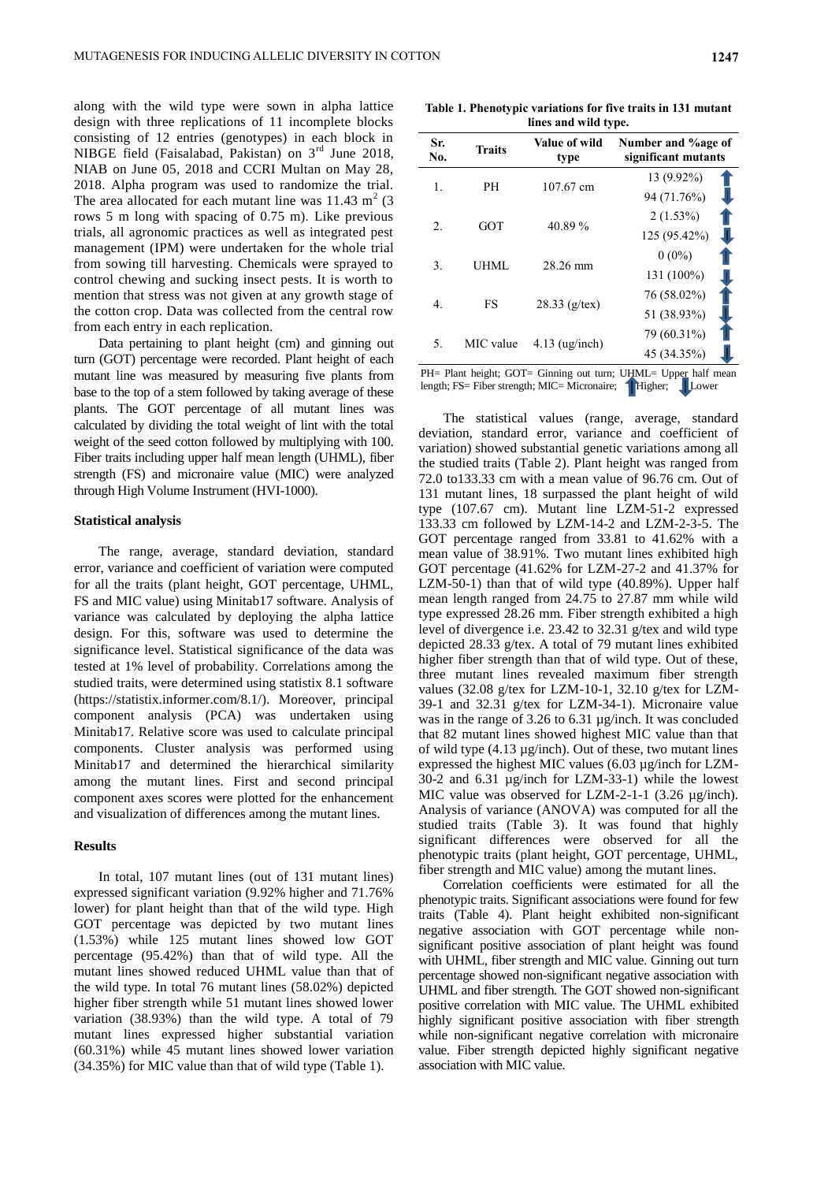along with the wild type were sown in alpha lattice design with three replications of 11 incomplete blocks consisting of 12 entries (genotypes) in each block in NIBGE field (Faisalabad, Pakistan) on 3rd June 2018, NIAB on June 05, 2018 and CCRI Multan on May 28, 2018. Alpha program was used to randomize the trial. The area allocated for each mutant line was 11.43 $m^2$ (3 rows 5 m long with spacing of 0.75 m). Like previous trials, all agronomic practices as well as integrated pest management (IPM) were undertaken for the whole trial from sowing till harvesting. Chemicals were sprayed to control chewing and sucking insect pests. It is worth to mention that stress was not given at any growth stage of the cotton crop. Data was collected from the central row from each entry in each replication.

Data pertaining to plant height (cm) and ginning out turn (GOT) percentage were recorded. Plant height of each mutant line was measured by measuring five plants from base to the top of a stem followed by taking average of these plants. The GOT percentage of all mutant lines was calculated by dividing the total weight of lint with the total weight of the seed cotton followed by multiplying with 100. Fiber traits including upper half mean length (UHML), fiber strength (FS) and micronaire value (MIC) were analyzed through High Volume Instrument (HVI-1000).

### Statistical analysis

The range, average, standard deviation, standard error, variance and coefficient of variation were computed for all the traits (plant height, GOT percentage, UHML, FS and MIC value) using Minitab17 software. Analysis of variance was calculated by deploying the alpha lattice design. For this, software was used to determine the significance level. Statistical significance of the data was tested at 1% level of probability. Correlations among the studied traits, were determined using statistix 8.1 software (https://statistix.informer.com/8.1/). Moreover, principal component analysis (PCA) was undertaken using Minitab17. Relative score was used to calculate principal components. Cluster analysis was performed using Minitab17 and determined the hierarchical similarity among the mutant lines. First and second principal component axes scores were plotted for the enhancement and visualization of differences among the mutant lines.

### Results

In total, 107 mutant lines (out of 131 mutant lines) expressed significant variation (9.92% higher and 71.76% lower) for plant height than that of the wild type. High GOT percentage was depicted by two mutant lines (1.53%) while 125 mutant lines showed low GOT percentage (95.42%) than that of wild type. All the mutant lines showed reduced UHML value than that of the wild type. In total 76 mutant lines (58.02%) depicted higher fiber strength while 51 mutant lines showed lower variation (38.93%) than the wild type. A total of 79 mutant lines expressed higher substantial variation (60.31%) while 45 mutant lines showed lower variation (34.35%) for MIC value than that of wild type (Table 1).

**Table 1. Phenotypic variations for five traits in 131 mutant lines and wild type.**

| Sr. No. | Traits | Value of wild type | Number and %age of significant mutants |
|---|---|---|---|
| 1. | PH | 107.67 cm | 13 (9.92%) ↑ |
| | | | 94 (71.76%) ↓ |
| 2. | GOT | 40.89 % | 2 (1.53%) ↑ |
| | | | 125 (95.42%) ↓ |
| 3. | UHML | 28.26 mm | 0 (0%) ↑ |
| | | | 131 (100%) ↓ |
| 4. | FS | 28.33 (g/tex) | 76 (58.02%) ↑ |
| | | | 51 (38.93%) ↓ |
| 5. | MIC value | 4.13 (ug/inch) | 79 (60.31%) ↑ |
| | | | 45 (34.35%) ↓ |

PH= Plant height; GOT= Ginning out turn; UHML= Upper half mean length; FS= Fiber strength; MIC= Micronaire; ↑ Higher; ↓ Lower

The statistical values (range, average, standard deviation, standard error, variance and coefficient of variation) showed substantial genetic variations among all the studied traits (Table 2). Plant height was ranged from 72.0 to133.33 cm with a mean value of 96.76 cm. Out of 131 mutant lines, 18 surpassed the plant height of wild type (107.67 cm). Mutant line LZM-51-2 expressed 133.33 cm followed by LZM-14-2 and LZM-2-3-5. The GOT percentage ranged from 33.81 to 41.62% with a mean value of 38.91%. Two mutant lines exhibited high GOT percentage (41.62% for LZM-27-2 and 41.37% for LZM-50-1) than that of wild type (40.89%). Upper half mean length ranged from 24.75 to 27.87 mm while wild type expressed 28.26 mm. Fiber strength exhibited a high level of divergence i.e. 23.42 to 32.31 g/tex and wild type depicted 28.33 g/tex. A total of 79 mutant lines exhibited higher fiber strength than that of wild type. Out of these, three mutant lines revealed maximum fiber strength values (32.08 g/tex for LZM-10-1, 32.10 g/tex for LZM-39-1 and 32.31 g/tex for LZM-34-1). Micronaire value was in the range of 3.26 to 6.31 µg/inch. It was concluded that 82 mutant lines showed highest MIC value than that of wild type (4.13 µg/inch). Out of these, two mutant lines expressed the highest MIC values (6.03 µg/inch for LZM-30-2 and 6.31 µg/inch for LZM-33-1) while the lowest MIC value was observed for LZM-2-1-1 (3.26 µg/inch). Analysis of variance (ANOVA) was computed for all the studied traits (Table 3). It was found that highly significant differences were observed for all the phenotypic traits (plant height, GOT percentage, UHML, fiber strength and MIC value) among the mutant lines.

Correlation coefficients were estimated for all the phenotypic traits. Significant associations were found for few traits (Table 4). Plant height exhibited non-significant negative association with GOT percentage while non-significant positive association of plant height was found with UHML, fiber strength and MIC value. Ginning out turn percentage showed non-significant negative association with UHML and fiber strength. The GOT showed non-significant positive correlation with MIC value. The UHML exhibited highly significant positive association with fiber strength while non-significant negative correlation with micronaire value. Fiber strength depicted highly significant negative association with MIC value.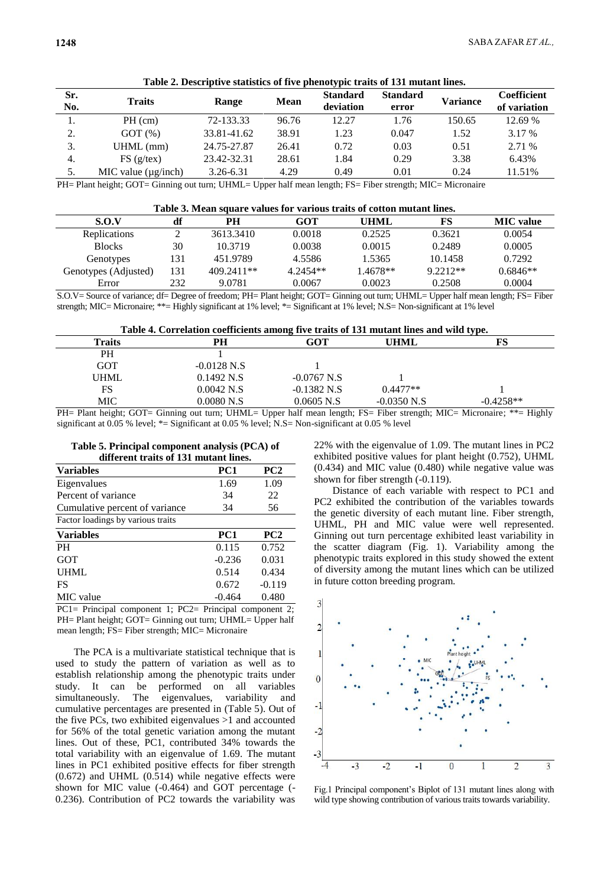**Table 2. Descriptive statistics of five phenotypic traits of 131 mutant lines.**

| Sr. No. | Traits | Range | Mean | Standard deviation | Standard error | Variance | Coefficient of variation |
|---|---|---|---|---|---|---|---|
| 1. | PH (cm) | 72-133.33 | 96.76 | 12.27 | 1.76 | 150.65 | 12.69 % |
| 2. | GOT (%) | 33.81-41.62 | 38.91 | 1.23 | 0.047 | 1.52 | 3.17 % |
| 3. | UHML (mm) | 24.75-27.87 | 26.41 | 0.72 | 0.03 | 0.51 | 2.71 % |
| 4. | FS (g/tex) | 23.42-32.31 | 28.61 | 1.84 | 0.29 | 3.38 | 6.43% |
| 5. | MIC value (µg/inch) | 3.26-6.31 | 4.29 | 0.49 | 0.01 | 0.24 | 11.51% |

PH= Plant height; GOT= Ginning out turn; UHML= Upper half mean length; FS= Fiber strength; MIC= Micronaire

**Table 3. Mean square values for various traits of cotton mutant lines.**

| S.O.V | df | PH | GOT | UHML | FS | MIC value |
|---|---|---|---|---|---|---|
| Replications | 2 | 3613.3410 | 0.0018 | 0.2525 | 0.3621 | 0.0054 |
| Blocks | 30 | 10.3719 | 0.0038 | 0.0015 | 0.2489 | 0.0005 |
| Genotypes | 131 | 451.9789 | 4.5586 | 1.5365 | 10.1458 | 0.7292 |
| Genotypes (Adjusted) | 131 | 409.2411** | 4.2454** | 1.4678** | 9.2212** | 0.6846** |
| Error | 232 | 9.0781 | 0.0067 | 0.0023 | 0.2508 | 0.0004 |

S.O.V= Source of variance; df= Degree of freedom; PH= Plant height; GOT= Ginning out turn; UHML= Upper half mean length; FS= Fiber strength; MIC= Micronaire; **= Highly significant at 1% level; *= Significant at 1% level; N.S= Non-significant at 1% level

**Table 4. Correlation coefficients among five traits of 131 mutant lines and wild type.**

| Traits | PH | GOT | UHML | FS |
|---|---|---|---|---|
| PH | 1 | | | |
| GOT | -0.0128 N.S | 1 | | |
| UHML | 0.1492 N.S | -0.0767 N.S | 1 | |
| FS | 0.0042 N.S | -0.1382 N.S | 0.4477** | 1 |
| MIC | 0.0080 N.S | 0.0605 N.S | -0.0350 N.S | -0.4258** |

PH= Plant height; GOT= Ginning out turn; UHML= Upper half mean length; FS= Fiber strength; MIC= Micronaire; **= Highly significant at 0.05 % level; *= Significant at 0.05 % level; N.S= Non-significant at 0.05 % level

**Table 5. Principal component analysis (PCA) of different traits of 131 mutant lines.**

| Variables | PC1 | PC2 |
|---|---|---|
| Eigenvalues | 1.69 | 1.09 |
| Percent of variance | 34 | 22 |
| Cumulative percent of variance | 34 | 56 |
| Factor loadings by various traits | | |
| **Variables** | **PC1** | **PC2** |
| PH | 0.115 | 0.752 |
| GOT | -0.236 | 0.031 |
| UHML | 0.514 | 0.434 |
| FS | 0.672 | -0.119 |
| MIC value | -0.464 | 0.480 |

PC1= Principal component 1; PC2= Principal component 2; PH= Plant height; GOT= Ginning out turn; UHML= Upper half mean length; FS= Fiber strength; MIC= Micronaire

The PCA is a multivariate statistical technique that is used to study the pattern of variation as well as to establish relationship among the phenotypic traits under study. It can be performed on all variables simultaneously. The eigenvalues, variability and cumulative percentages are presented in (Table 5). Out of the five PCs, two exhibited eigenvalues >1 and accounted for 56% of the total genetic variation among the mutant lines. Out of these, PC1, contributed 34% towards the total variability with an eigenvalue of 1.69. The mutant lines in PC1 exhibited positive effects for fiber strength (0.672) and UHML (0.514) while negative effects were shown for MIC value (-0.464) and GOT percentage (-0.236). Contribution of PC2 towards the variability was 22% with the eigenvalue of 1.09. The mutant lines in PC2 exhibited positive values for plant height (0.752), UHML (0.434) and MIC value (0.480) while negative value was shown for fiber strength (-0.119).

Distance of each variable with respect to PC1 and PC2 exhibited the contribution of the variables towards the genetic diversity of each mutant line. Fiber strength, UHML, PH and MIC value were well represented. Ginning out turn percentage exhibited least variability in the scatter diagram (Fig. 1). Variability among the phenotypic traits explored in this study showed the extent of diversity among the mutant lines which can be utilized in future cotton breeding program.

Fig.1 Principal component's Biplot of 131 mutant lines along with wild type showing contribution of various traits towards variability.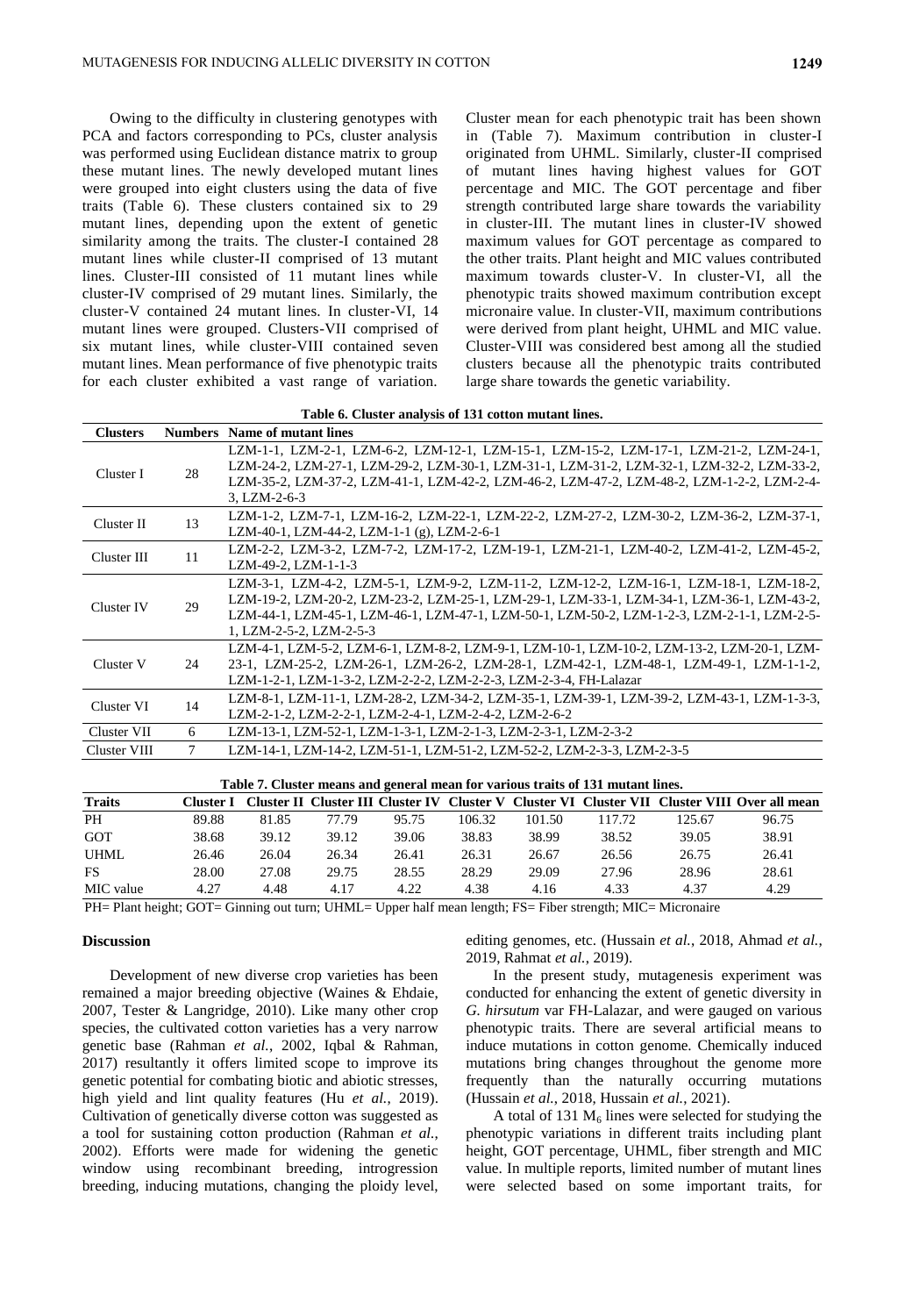Owing to the difficulty in clustering genotypes with PCA and factors corresponding to PCs, cluster analysis was performed using Euclidean distance matrix to group these mutant lines. The newly developed mutant lines were grouped into eight clusters using the data of five traits (Table 6). These clusters contained six to 29 mutant lines, depending upon the extent of genetic similarity among the traits. The cluster-I contained 28 mutant lines while cluster-II comprised of 13 mutant lines. Cluster-III consisted of 11 mutant lines while cluster-IV comprised of 29 mutant lines. Similarly, the cluster-V contained 24 mutant lines. In cluster-VI, 14 mutant lines were grouped. Clusters-VII comprised of six mutant lines, while cluster-VIII contained seven mutant lines. Mean performance of five phenotypic traits for each cluster exhibited a vast range of variation. Cluster mean for each phenotypic trait has been shown in (Table 7). Maximum contribution in cluster-I originated from UHML. Similarly, cluster-II comprised of mutant lines having highest values for GOT percentage and MIC. The GOT percentage and fiber strength contributed large share towards the variability in cluster-III. The mutant lines in cluster-IV showed maximum values for GOT percentage as compared to the other traits. Plant height and MIC values contributed maximum towards cluster-V. In cluster-VI, all the phenotypic traits showed maximum contribution except micronaire value. In cluster-VII, maximum contributions were derived from plant height, UHML and MIC value. Cluster-VIII was considered best among all the studied clusters because all the phenotypic traits contributed large share towards the genetic variability.

**Table 6. Cluster analysis of 131 cotton mutant lines.**

| Clusters | Numbers | Name of mutant lines |
|---|---|---|
| Cluster I | 28 | LZM-1-1, LZM-2-1, LZM-6-2, LZM-12-1, LZM-15-1, LZM-15-2, LZM-17-1, LZM-21-2, LZM-24-1, LZM-24-2, LZM-27-1, LZM-29-2, LZM-30-1, LZM-31-1, LZM-31-2, LZM-32-1, LZM-32-2, LZM-33-2, LZM-35-2, LZM-37-2, LZM-41-1, LZM-42-2, LZM-46-2, LZM-47-2, LZM-48-2, LZM-1-2-2, LZM-2-4-3, LZM-2-6-3 |
| Cluster II | 13 | LZM-1-2, LZM-7-1, LZM-16-2, LZM-22-1, LZM-22-2, LZM-27-2, LZM-30-2, LZM-36-2, LZM-37-1, LZM-40-1, LZM-44-2, LZM-1-1 (g), LZM-2-6-1 |
| Cluster III | 11 | LZM-2-2, LZM-3-2, LZM-7-2, LZM-17-2, LZM-19-1, LZM-21-1, LZM-40-2, LZM-41-2, LZM-45-2, LZM-49-2, LZM-1-1-3 |
| Cluster IV | 29 | LZM-3-1, LZM-4-2, LZM-5-1, LZM-9-2, LZM-11-2, LZM-12-2, LZM-16-1, LZM-18-1, LZM-18-2, LZM-19-2, LZM-20-2, LZM-23-2, LZM-25-1, LZM-29-1, LZM-33-1, LZM-34-1, LZM-36-1, LZM-43-2, LZM-44-1, LZM-45-1, LZM-46-1, LZM-47-1, LZM-50-1, LZM-50-2, LZM-1-2-3, LZM-2-1-1, LZM-2-5-1, LZM-2-5-2, LZM-2-5-3 |
| Cluster V | 24 | LZM-4-1, LZM-5-2, LZM-6-1, LZM-8-2, LZM-9-1, LZM-10-1, LZM-10-2, LZM-13-2, LZM-20-1, LZM-23-1, LZM-25-2, LZM-26-1, LZM-26-2, LZM-28-1, LZM-42-1, LZM-48-1, LZM-49-1, LZM-1-1-2, LZM-1-2-1, LZM-1-3-2, LZM-2-2-2, LZM-2-2-3, LZM-2-3-4, FH-Lalazar |
| Cluster VI | 14 | LZM-8-1, LZM-11-1, LZM-28-2, LZM-34-2, LZM-35-1, LZM-39-1, LZM-39-2, LZM-43-1, LZM-1-3-3, LZM-2-1-2, LZM-2-2-1, LZM-2-4-1, LZM-2-4-2, LZM-2-6-2 |
| Cluster VII | 6 | LZM-13-1, LZM-52-1, LZM-1-3-1, LZM-2-1-3, LZM-2-3-1, LZM-2-3-2 |
| Cluster VIII | 7 | LZM-14-1, LZM-14-2, LZM-51-1, LZM-51-2, LZM-52-2, LZM-2-3-3, LZM-2-3-5 |

**Table 7. Cluster means and general mean for various traits of 131 mutant lines.**

| Traits | Cluster I | Cluster II | Cluster III | Cluster IV | Cluster V | Cluster VI | Cluster VII | Cluster VIII | Over all mean |
|---|---|---|---|---|---|---|---|---|---|
| PH | 89.88 | 81.85 | 77.79 | 95.75 | 106.32 | 101.50 | 117.72 | 125.67 | 96.75 |
| GOT | 38.68 | 39.12 | 39.12 | 39.06 | 38.83 | 38.99 | 38.52 | 39.05 | 38.91 |
| UHML | 26.46 | 26.04 | 26.34 | 26.41 | 26.31 | 26.67 | 26.56 | 26.75 | 26.41 |
| FS | 28.00 | 27.08 | 29.75 | 28.55 | 28.29 | 29.09 | 27.96 | 28.96 | 28.61 |
| MIC value | 4.27 | 4.48 | 4.17 | 4.22 | 4.38 | 4.16 | 4.33 | 4.37 | 4.29 |

PH= Plant height; GOT= Ginning out turn; UHML= Upper half mean length; FS= Fiber strength; MIC= Micronaire

### Discussion

Development of new diverse crop varieties has been remained a major breeding objective (Waines & Ehdaie, 2007, Tester & Langridge, 2010). Like many other crop species, the cultivated cotton varieties has a very narrow genetic base (Rahman *et al.*, 2002, Iqbal & Rahman, 2017) resultantly it offers limited scope to improve its genetic potential for combating biotic and abiotic stresses, high yield and lint quality features (Hu *et al.*, 2019). Cultivation of genetically diverse cotton was suggested as a tool for sustaining cotton production (Rahman *et al.*, 2002). Efforts were made for widening the genetic window using recombinant breeding, introgression breeding, inducing mutations, changing the ploidy level, editing genomes, etc. (Hussain *et al.*, 2018, Ahmad *et al.*, 2019, Rahmat *et al.*, 2019).

In the present study, mutagenesis experiment was conducted for enhancing the extent of genetic diversity in *G. hirsutum* var FH-Lalazar, and were gauged on various phenotypic traits. There are several artificial means to induce mutations in cotton genome. Chemically induced mutations bring changes throughout the genome more frequently than the naturally occurring mutations (Hussain *et al.*, 2018, Hussain *et al.*, 2021).

A total of 131 $M_6$ lines were selected for studying the phenotypic variations in different traits including plant height, GOT percentage, UHML, fiber strength and MIC value. In multiple reports, limited number of mutant lines were selected based on some important traits, for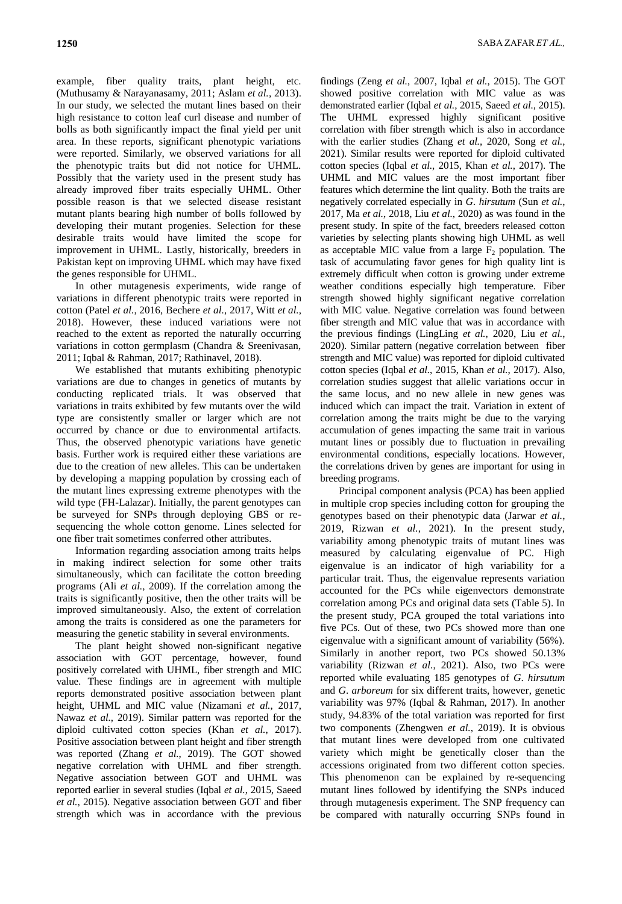example, fiber quality traits, plant height, etc. (Muthusamy & Narayanasamy, 2011; Aslam *et al.*, 2013). In our study, we selected the mutant lines based on their high resistance to cotton leaf curl disease and number of bolls as both significantly impact the final yield per unit area. In these reports, significant phenotypic variations were reported. Similarly, we observed variations for all the phenotypic traits but did not notice for UHML. Possibly that the variety used in the present study has already improved fiber traits especially UHML. Other possible reason is that we selected disease resistant mutant plants bearing high number of bolls followed by developing their mutant progenies. Selection for these desirable traits would have limited the scope for improvement in UHML. Lastly, historically, breeders in Pakistan kept on improving UHML which may have fixed the genes responsible for UHML.

In other mutagenesis experiments, wide range of variations in different phenotypic traits were reported in cotton (Patel *et al.*, 2016, Bechere *et al.*, 2017, Witt *et al.*, 2018). However, these induced variations were not reached to the extent as reported the naturally occurring variations in cotton germplasm (Chandra & Sreenivasan, 2011; Iqbal & Rahman, 2017; Rathinavel, 2018).

We established that mutants exhibiting phenotypic variations are due to changes in genetics of mutants by conducting replicated trials. It was observed that variations in traits exhibited by few mutants over the wild type are consistently smaller or larger which are not occurred by chance or due to environmental artifacts. Thus, the observed phenotypic variations have genetic basis. Further work is required either these variations are due to the creation of new alleles. This can be undertaken by developing a mapping population by crossing each of the mutant lines expressing extreme phenotypes with the wild type (FH-Lalazar). Initially, the parent genotypes can be surveyed for SNPs through deploying GBS or re-sequencing the whole cotton genome. Lines selected for one fiber trait sometimes conferred other attributes.

Information regarding association among traits helps in making indirect selection for some other traits simultaneously, which can facilitate the cotton breeding programs (Ali *et al.*, 2009). If the correlation among the traits is significantly positive, then the other traits will be improved simultaneously. Also, the extent of correlation among the traits is considered as one the parameters for measuring the genetic stability in several environments.

The plant height showed non-significant negative association with GOT percentage, however, found positively correlated with UHML, fiber strength and MIC value. These findings are in agreement with multiple reports demonstrated positive association between plant height, UHML and MIC value (Nizamani *et al.*, 2017, Nawaz *et al.*, 2019). Similar pattern was reported for the diploid cultivated cotton species (Khan *et al.*, 2017). Positive association between plant height and fiber strength was reported (Zhang *et al.*, 2019). The GOT showed negative correlation with UHML and fiber strength. Negative association between GOT and UHML was reported earlier in several studies (Iqbal *et al.*, 2015, Saeed *et al.*, 2015). Negative association between GOT and fiber strength which was in accordance with the previous findings (Zeng *et al.*, 2007, Iqbal *et al.*, 2015). The GOT showed positive correlation with MIC value as was demonstrated earlier (Iqbal *et al.*, 2015, Saeed *et al.*, 2015). The UHML expressed highly significant positive correlation with fiber strength which is also in accordance with the earlier studies (Zhang *et al.*, 2020, Song *et al.*, 2021). Similar results were reported for diploid cultivated cotton species (Iqbal *et al.*, 2015, Khan *et al.*, 2017). The UHML and MIC values are the most important fiber features which determine the lint quality. Both the traits are negatively correlated especially in *G. hirsutum* (Sun *et al.*, 2017, Ma *et al.*, 2018, Liu *et al.*, 2020) as was found in the present study. In spite of the fact, breeders released cotton varieties by selecting plants showing high UHML as well as acceptable MIC value from a large $F_2$ population. The task of accumulating favor genes for high quality lint is extremely difficult when cotton is growing under extreme weather conditions especially high temperature. Fiber strength showed highly significant negative correlation with MIC value. Negative correlation was found between fiber strength and MIC value that was in accordance with the previous findings (LingLing *et al.*, 2020, Liu *et al.*, 2020). Similar pattern (negative correlation between fiber strength and MIC value) was reported for diploid cultivated cotton species (Iqbal *et al.*, 2015, Khan *et al.*, 2017). Also, correlation studies suggest that allelic variations occur in the same locus, and no new allele in new genes was induced which can impact the trait. Variation in extent of correlation among the traits might be due to the varying accumulation of genes impacting the same trait in various mutant lines or possibly due to fluctuation in prevailing environmental conditions, especially locations. However, the correlations driven by genes are important for using in breeding programs.

Principal component analysis (PCA) has been applied in multiple crop species including cotton for grouping the genotypes based on their phenotypic data (Jarwar *et al.*, 2019, Rizwan *et al.*, 2021). In the present study, variability among phenotypic traits of mutant lines was measured by calculating eigenvalue of PC. High eigenvalue is an indicator of high variability for a particular trait. Thus, the eigenvalue represents variation accounted for the PCs while eigenvectors demonstrate correlation among PCs and original data sets (Table 5). In the present study, PCA grouped the total variations into five PCs. Out of these, two PCs showed more than one eigenvalue with a significant amount of variability (56%). Similarly in another report, two PCs showed 50.13% variability (Rizwan *et al.*, 2021). Also, two PCs were reported while evaluating 185 genotypes of *G. hirsutum* and *G. arboreum* for six different traits, however, genetic variability was 97% (Iqbal & Rahman, 2017). In another study, 94.83% of the total variation was reported for first two components (Zhengwen *et al.*, 2019). It is obvious that mutant lines were developed from one cultivated variety which might be genetically closer than the accessions originated from two different cotton species. This phenomenon can be explained by re-sequencing mutant lines followed by identifying the SNPs induced through mutagenesis experiment. The SNP frequency can be compared with naturally occurring SNPs found in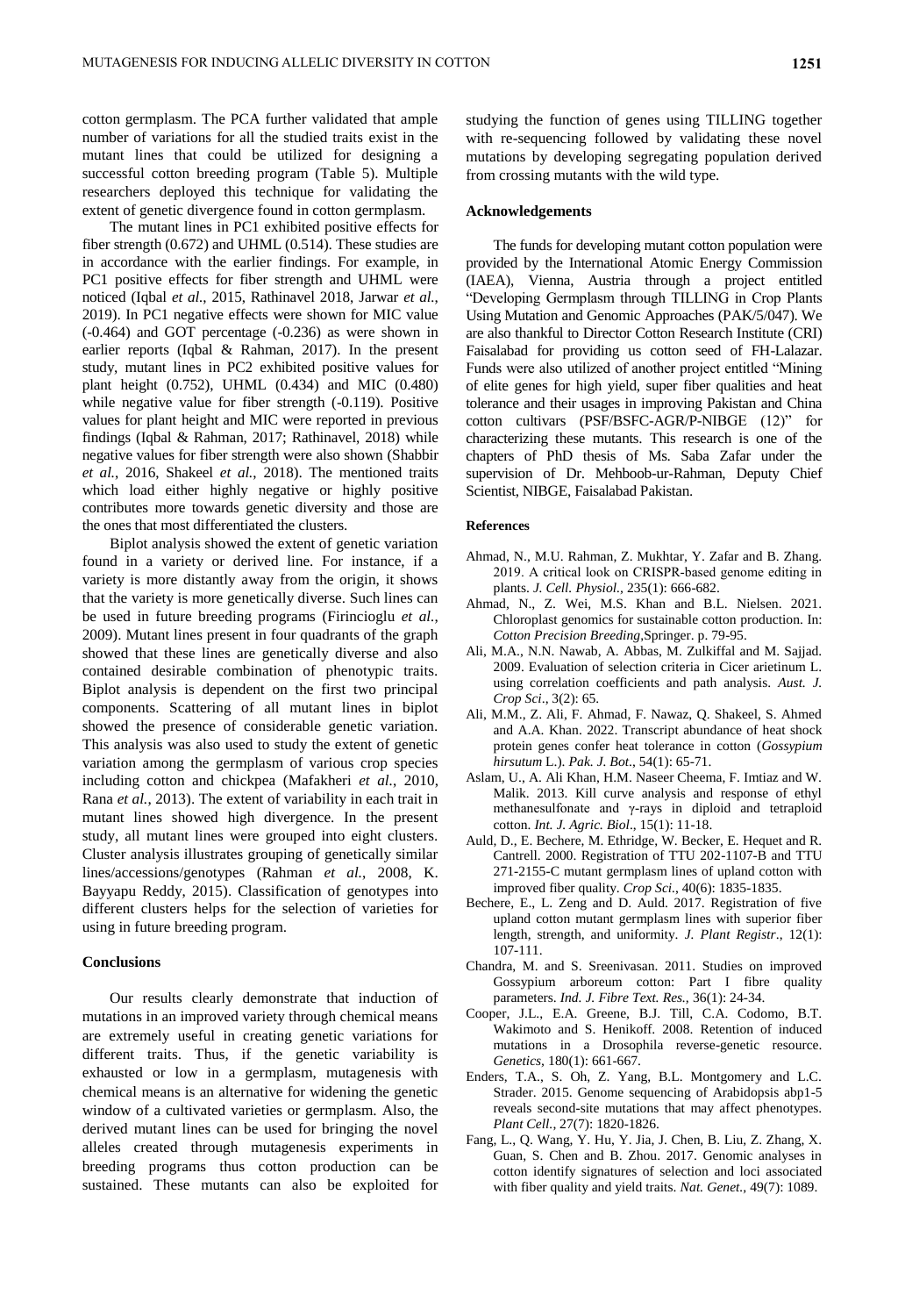cotton germplasm. The PCA further validated that ample number of variations for all the studied traits exist in the mutant lines that could be utilized for designing a successful cotton breeding program (Table 5). Multiple researchers deployed this technique for validating the extent of genetic divergence found in cotton germplasm.

The mutant lines in PC1 exhibited positive effects for fiber strength (0.672) and UHML (0.514). These studies are in accordance with the earlier findings. For example, in PC1 positive effects for fiber strength and UHML were noticed (Iqbal *et al.*, 2015, Rathinavel 2018, Jarwar *et al.*, 2019). In PC1 negative effects were shown for MIC value (-0.464) and GOT percentage (-0.236) as were shown in earlier reports (Iqbal & Rahman, 2017). In the present study, mutant lines in PC2 exhibited positive values for plant height (0.752), UHML (0.434) and MIC (0.480) while negative value for fiber strength (-0.119). Positive values for plant height and MIC were reported in previous findings (Iqbal & Rahman, 2017; Rathinavel, 2018) while negative values for fiber strength were also shown (Shabbir *et al.*, 2016, Shakeel *et al.*, 2018). The mentioned traits which load either highly negative or highly positive contributes more towards genetic diversity and those are the ones that most differentiated the clusters.

Biplot analysis showed the extent of genetic variation found in a variety or derived line. For instance, if a variety is more distantly away from the origin, it shows that the variety is more genetically diverse. Such lines can be used in future breeding programs (Firincioglu *et al.*, 2009). Mutant lines present in four quadrants of the graph showed that these lines are genetically diverse and also contained desirable combination of phenotypic traits. Biplot analysis is dependent on the first two principal components. Scattering of all mutant lines in biplot showed the presence of considerable genetic variation. This analysis was also used to study the extent of genetic variation among the germplasm of various crop species including cotton and chickpea (Mafakheri *et al.*, 2010, Rana *et al.*, 2013). The extent of variability in each trait in mutant lines showed high divergence. In the present study, all mutant lines were grouped into eight clusters. Cluster analysis illustrates grouping of genetically similar lines/accessions/genotypes (Rahman *et al.*, 2008, K. Bayyapu Reddy, 2015). Classification of genotypes into different clusters helps for the selection of varieties for using in future breeding program.

## Conclusions

Our results clearly demonstrate that induction of mutations in an improved variety through chemical means are extremely useful in creating genetic variations for different traits. Thus, if the genetic variability is exhausted or low in a germplasm, mutagenesis with chemical means is an alternative for widening the genetic window of a cultivated varieties or germplasm. Also, the derived mutant lines can be used for bringing the novel alleles created through mutagenesis experiments in breeding programs thus cotton production can be sustained. These mutants can also be exploited for studying the function of genes using TILLING together with re-sequencing followed by validating these novel mutations by developing segregating population derived from crossing mutants with the wild type.

## Acknowledgements

The funds for developing mutant cotton population were provided by the International Atomic Energy Commission (IAEA), Vienna, Austria through a project entitled "Developing Germplasm through TILLING in Crop Plants Using Mutation and Genomic Approaches (PAK/5/047). We are also thankful to Director Cotton Research Institute (CRI) Faisalabad for providing us cotton seed of FH-Lalazar. Funds were also utilized of another project entitled "Mining of elite genes for high yield, super fiber qualities and heat tolerance and their usages in improving Pakistan and China cotton cultivars (PSF/BSFC-AGR/P-NIBGE (12)" for characterizing these mutants. This research is one of the chapters of PhD thesis of Ms. Saba Zafar under the supervision of Dr. Mehboob-ur-Rahman, Deputy Chief Scientist, NIBGE, Faisalabad Pakistan.

## References

Ahmad, N., M.U. Rahman, Z. Mukhtar, Y. Zafar and B. Zhang. 2019. A critical look on CRISPR-based genome editing in plants. *J. Cell. Physiol.*, 235(1): 666-682.

Ahmad, N., Z. Wei, M.S. Khan and B.L. Nielsen. 2021. Chloroplast genomics for sustainable cotton production. In: *Cotton Precision Breeding*,Springer. p. 79-95.

Ali, M.A., N.N. Nawab, A. Abbas, M. Zulkiffal and M. Sajjad. 2009. Evaluation of selection criteria in Cicer arietinum L. using correlation coefficients and path analysis. *Aust. J. Crop Sci*., 3(2): 65.

Ali, M.M., Z. Ali, F. Ahmad, F. Nawaz, Q. Shakeel, S. Ahmed and A.A. Khan. 2022. Transcript abundance of heat shock protein genes confer heat tolerance in cotton (*Gossypium hirsutum* L.). *Pak. J. Bot*., 54(1): 65-71.

Aslam, U., A. Ali Khan, H.M. Naseer Cheema, F. Imtiaz and W. Malik. 2013. Kill curve analysis and response of ethyl methanesulfonate and γ-rays in diploid and tetraploid cotton. *Int. J. Agric. Biol*., 15(1): 11-18.

Auld, D., E. Bechere, M. Ethridge, W. Becker, E. Hequet and R. Cantrell. 2000. Registration of TTU 202-1107-B and TTU 271-2155-C mutant germplasm lines of upland cotton with improved fiber quality. *Crop Sci.*, 40(6): 1835-1835.

Bechere, E., L. Zeng and D. Auld. 2017. Registration of five upland cotton mutant germplasm lines with superior fiber length, strength, and uniformity. *J. Plant Registr*., 12(1): 107-111.

Chandra, M. and S. Sreenivasan. 2011. Studies on improved Gossypium arboreum cotton: Part I fibre quality parameters. *Ind. J. Fibre Text. Res.*, 36(1): 24-34.

Cooper, J.L., E.A. Greene, B.J. Till, C.A. Codomo, B.T. Wakimoto and S. Henikoff. 2008. Retention of induced mutations in a Drosophila reverse-genetic resource. *Genetics*, 180(1): 661-667.

Enders, T.A., S. Oh, Z. Yang, B.L. Montgomery and L.C. Strader. 2015. Genome sequencing of Arabidopsis abp1-5 reveals second-site mutations that may affect phenotypes. *Plant Cell.*, 27(7): 1820-1826.

Fang, L., Q. Wang, Y. Hu, Y. Jia, J. Chen, B. Liu, Z. Zhang, X. Guan, S. Chen and B. Zhou. 2017. Genomic analyses in cotton identify signatures of selection and loci associated with fiber quality and yield traits. *Nat. Genet.*, 49(7): 1089.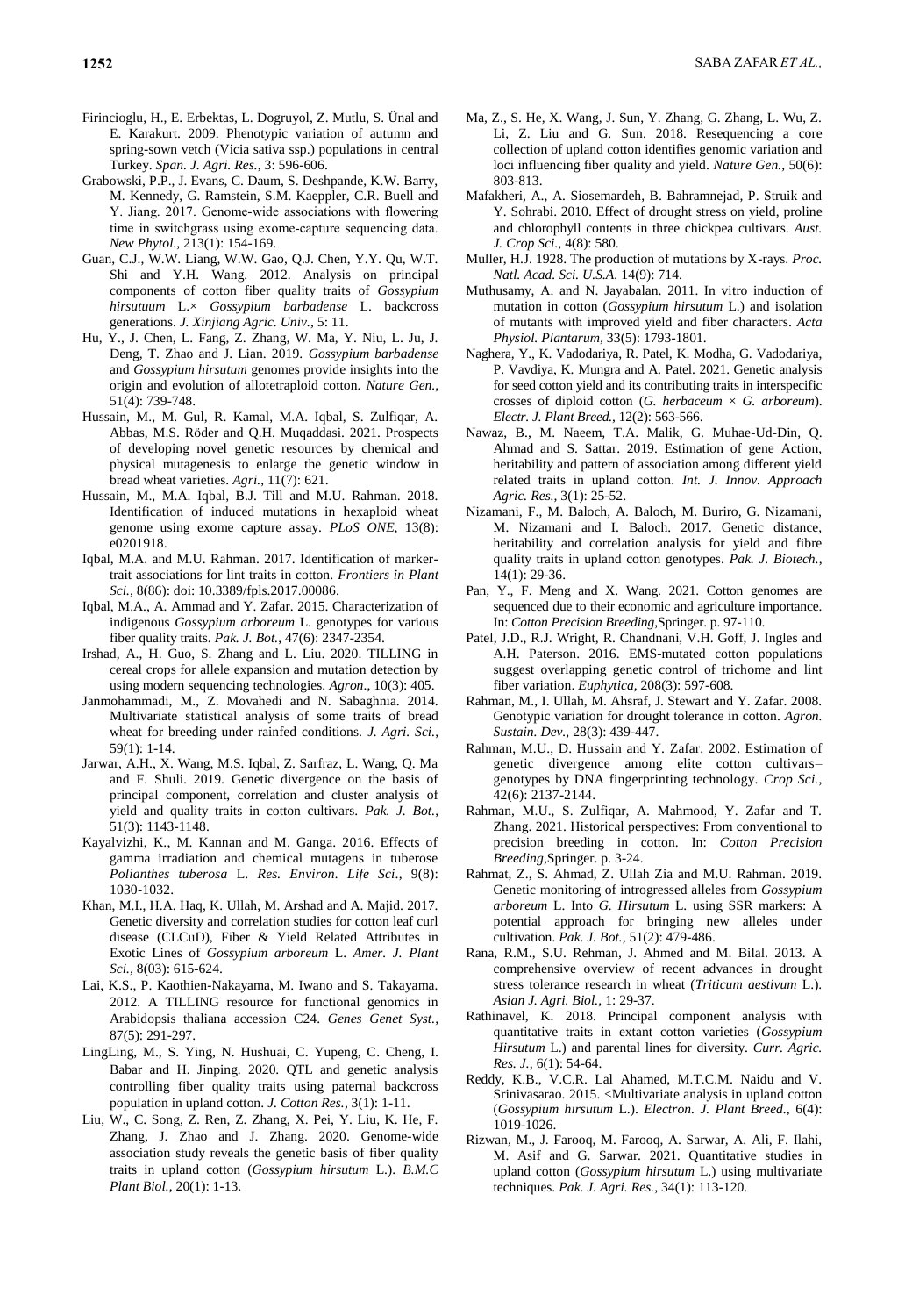Firincioglu, H., E. Erbektas, L. Dogruyol, Z. Mutlu, S. Ünal and E. Karakurt. 2009. Phenotypic variation of autumn and spring-sown vetch (Vicia sativa ssp.) populations in central Turkey. *Span. J. Agri. Res.*, 3: 596-606.

Grabowski, P.P., J. Evans, C. Daum, S. Deshpande, K.W. Barry, M. Kennedy, G. Ramstein, S.M. Kaeppler, C.R. Buell and Y. Jiang. 2017. Genome-wide associations with flowering time in switchgrass using exome-capture sequencing data. *New Phytol.*, 213(1): 154-169.

Guan, C.J., W.W. Liang, W.W. Gao, Q.J. Chen, Y.Y. Qu, W.T. Shi and Y.H. Wang. 2012. Analysis on principal components of cotton fiber quality traits of *Gossypium hirsutuum* L.× *Gossypium barbadense* L. backcross generations. *J. Xinjiang Agric. Univ.*, 5: 11.

Hu, Y., J. Chen, L. Fang, Z. Zhang, W. Ma, Y. Niu, L. Ju, J. Deng, T. Zhao and J. Lian. 2019. *Gossypium barbadense* and *Gossypium hirsutum* genomes provide insights into the origin and evolution of allotetraploid cotton. *Nature Gen.*, 51(4): 739-748.

Hussain, M., M. Gul, R. Kamal, M.A. Iqbal, S. Zulfiqar, A. Abbas, M.S. Röder and Q.H. Muqaddasi. 2021. Prospects of developing novel genetic resources by chemical and physical mutagenesis to enlarge the genetic window in bread wheat varieties. *Agri.*, 11(7): 621.

Hussain, M., M.A. Iqbal, B.J. Till and M.U. Rahman. 2018. Identification of induced mutations in hexaploid wheat genome using exome capture assay. *PLoS ONE,* 13(8): e0201918.

Iqbal, M.A. and M.U. Rahman. 2017. Identification of marker-trait associations for lint traits in cotton. *Frontiers in Plant Sci.*, 8(86): doi: 10.3389/fpls.2017.00086.

Iqbal, M.A., A. Ammad and Y. Zafar. 2015. Characterization of indigenous *Gossypium arboreum* L. genotypes for various fiber quality traits. *Pak. J. Bot.*, 47(6): 2347-2354.

Irshad, A., H. Guo, S. Zhang and L. Liu. 2020. TILLING in cereal crops for allele expansion and mutation detection by using modern sequencing technologies. *Agron.*, 10(3): 405.

Janmohammadi, M., Z. Movahedi and N. Sabaghnia. 2014. Multivariate statistical analysis of some traits of bread wheat for breeding under rainfed conditions. *J. Agri. Sci.*, 59(1): 1-14.

Jarwar, A.H., X. Wang, M.S. Iqbal, Z. Sarfraz, L. Wang, Q. Ma and F. Shuli. 2019. Genetic divergence on the basis of principal component, correlation and cluster analysis of yield and quality traits in cotton cultivars. *Pak. J. Bot.*, 51(3): 1143-1148.

Kayalvizhi, K., M. Kannan and M. Ganga. 2016. Effects of gamma irradiation and chemical mutagens in tuberose *Polianthes tuberosa* L. *Res. Environ. Life Sci.*, 9(8): 1030-1032.

Khan, M.I., H.A. Haq, K. Ullah, M. Arshad and A. Majid. 2017. Genetic diversity and correlation studies for cotton leaf curl disease (CLCuD), Fiber & Yield Related Attributes in Exotic Lines of *Gossypium arboreum* L. *Amer. J. Plant Sci.*, 8(03): 615-624.

Lai, K.S., P. Kaothien-Nakayama, M. Iwano and S. Takayama. 2012. A TILLING resource for functional genomics in Arabidopsis thaliana accession C24. *Genes Genet Syst.*, 87(5): 291-297.

LingLing, M., S. Ying, N. Hushuai, C. Yupeng, C. Cheng, I. Babar and H. Jinping. 2020. QTL and genetic analysis controlling fiber quality traits using paternal backcross population in upland cotton. *J. Cotton Res.*, 3(1): 1-11.

Liu, W., C. Song, Z. Ren, Z. Zhang, X. Pei, Y. Liu, K. He, F. Zhang, J. Zhao and J. Zhang. 2020. Genome-wide association study reveals the genetic basis of fiber quality traits in upland cotton (*Gossypium hirsutum* L.). *B.M.C Plant Biol.*, 20(1): 1-13.

Ma, Z., S. He, X. Wang, J. Sun, Y. Zhang, G. Zhang, L. Wu, Z. Li, Z. Liu and G. Sun. 2018. Resequencing a core collection of upland cotton identifies genomic variation and loci influencing fiber quality and yield. *Nature Gen.*, 50(6): 803-813.

Mafakheri, A., A. Siosemardeh, B. Bahramnejad, P. Struik and Y. Sohrabi. 2010. Effect of drought stress on yield, proline and chlorophyll contents in three chickpea cultivars. *Aust. J. Crop Sci.*, 4(8): 580.

Muller, H.J. 1928. The production of mutations by X-rays. *Proc. Natl. Acad. Sci. U.S.A.* 14(9): 714.

Muthusamy, A. and N. Jayabalan. 2011. In vitro induction of mutation in cotton (*Gossypium hirsutum* L.) and isolation of mutants with improved yield and fiber characters. *Acta Physiol. Plantarum*, 33(5): 1793-1801.

Naghera, Y., K. Vadodariya, R. Patel, K. Modha, G. Vadodariya, P. Vavdiya, K. Mungra and A. Patel. 2021. Genetic analysis for seed cotton yield and its contributing traits in interspecific crosses of diploid cotton (*G. herbaceum* × *G. arboreum*). *Electr. J. Plant Breed.*, 12(2): 563-566.

Nawaz, B., M. Naeem, T.A. Malik, G. Muhae-Ud-Din, Q. Ahmad and S. Sattar. 2019. Estimation of gene Action, heritability and pattern of association among different yield related traits in upland cotton. *Int. J. Innov. Approach Agric. Res.*, 3(1): 25-52.

Nizamani, F., M. Baloch, A. Baloch, M. Buriro, G. Nizamani, M. Nizamani and I. Baloch. 2017. Genetic distance, heritability and correlation analysis for yield and fibre quality traits in upland cotton genotypes. *Pak. J. Biotech.*, 14(1): 29-36.

Pan, Y., F. Meng and X. Wang. 2021. Cotton genomes are sequenced due to their economic and agriculture importance. In: *Cotton Precision Breeding*,Springer. p. 97-110.

Patel, J.D., R.J. Wright, R. Chandnani, V.H. Goff, J. Ingles and A.H. Paterson. 2016. EMS-mutated cotton populations suggest overlapping genetic control of trichome and lint fiber variation. *Euphytica,* 208(3): 597-608.

Rahman, M., I. Ullah, M. Ahsraf, J. Stewart and Y. Zafar. 2008. Genotypic variation for drought tolerance in cotton. *Agron. Sustain. Dev.*, 28(3): 439-447.

Rahman, M.U., D. Hussain and Y. Zafar. 2002. Estimation of genetic divergence among elite cotton cultivars–genotypes by DNA fingerprinting technology. *Crop Sci.*, 42(6): 2137-2144.

Rahman, M.U., S. Zulfiqar, A. Mahmood, Y. Zafar and T. Zhang. 2021. Historical perspectives: From conventional to precision breeding in cotton. In: *Cotton Precision Breeding*,Springer. p. 3-24.

Rahmat, Z., S. Ahmad, Z. Ullah Zia and M.U. Rahman. 2019. Genetic monitoring of introgressed alleles from *Gossypium arboreum* L. Into *G. Hirsutum* L. using SSR markers: A potential approach for bringing new alleles under cultivation. *Pak. J. Bot.*, 51(2): 479-486.

Rana, R.M., S.U. Rehman, J. Ahmed and M. Bilal. 2013. A comprehensive overview of recent advances in drought stress tolerance research in wheat (*Triticum aestivum* L.). *Asian J. Agri. Biol.*, 1: 29-37.

Rathinavel, K. 2018. Principal component analysis with quantitative traits in extant cotton varieties (*Gossypium Hirsutum* L.) and parental lines for diversity. *Curr. Agric. Res. J.*, 6(1): 54-64.

Reddy, K.B., V.C.R. Lal Ahamed, M.T.C.M. Naidu and V. Srinivasarao. 2015. <Multivariate analysis in upland cotton (*Gossypium hirsutum* L.). *Electron. J. Plant Breed.*, 6(4): 1019-1026.

Rizwan, M., J. Farooq, M. Farooq, A. Sarwar, A. Ali, F. Ilahi, M. Asif and G. Sarwar. 2021. Quantitative studies in upland cotton (*Gossypium hirsutum* L.) using multivariate techniques. *Pak. J. Agri. Res.*, 34(1): 113-120.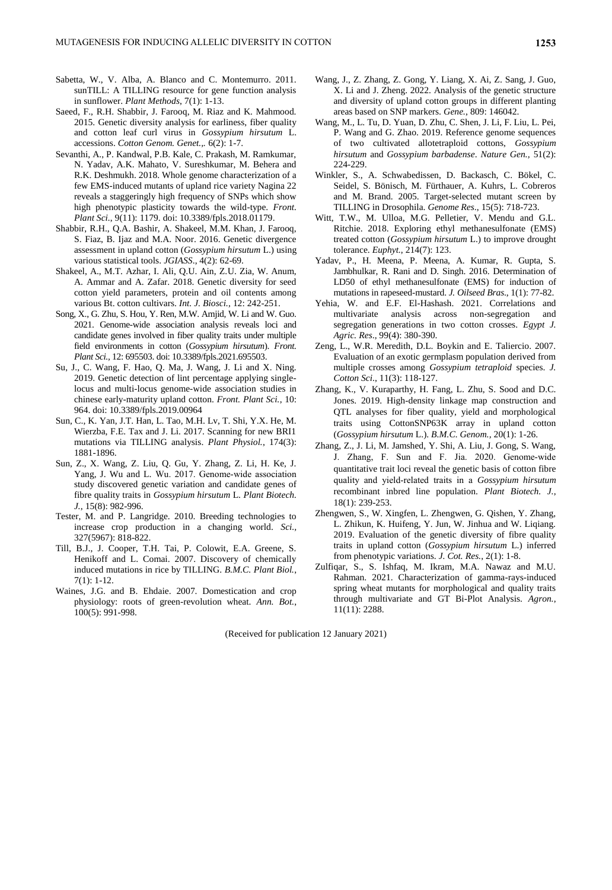Sabetta, W., V. Alba, A. Blanco and C. Montemurro. 2011. sunTILL: A TILLING resource for gene function analysis in sunflower. *Plant Methods*, 7(1): 1-13.

Saeed, F., R.H. Shabbir, J. Farooq, M. Riaz and K. Mahmood. 2015. Genetic diversity analysis for earliness, fiber quality and cotton leaf curl virus in *Gossypium hirsutum* L. accessions. *Cotton Genom. Genet.,*. 6(2): 1-7.

Sevanthi, A., P. Kandwal, P.B. Kale, C. Prakash, M. Ramkumar, N. Yadav, A.K. Mahato, V. Sureshkumar, M. Behera and R.K. Deshmukh. 2018. Whole genome characterization of a few EMS-induced mutants of upland rice variety Nagina 22 reveals a staggeringly high frequency of SNPs which show high phenotypic plasticity towards the wild-type. *Front. Plant Sci.*, 9(11): 1179. doi: 10.3389/fpls.2018.01179.

Shabbir, R.H., Q.A. Bashir, A. Shakeel, M.M. Khan, J. Farooq, S. Fiaz, B. Ijaz and M.A. Noor. 2016. Genetic divergence assessment in upland cotton (*Gossypium hirsutum* L.) using various statistical tools. *JGIASS*., 4(2): 62-69.

Shakeel, A., M.T. Azhar, I. Ali, Q.U. Ain, Z.U. Zia, W. Anum, A. Ammar and A. Zafar. 2018. Genetic diversity for seed cotton yield parameters, protein and oil contents among various Bt. cotton cultivars. *Int. J. Biosci.*, 12: 242-251.

Song, X., G. Zhu, S. Hou, Y. Ren, M.W. Amjid, W. Li and W. Guo. 2021. Genome-wide association analysis reveals loci and candidate genes involved in fiber quality traits under multiple field environments in cotton (*Gossypium hirsutum*). *Front. Plant Sci.*, 12: 695503. doi: 10.3389/fpls.2021.695503.

Su, J., C. Wang, F. Hao, Q. Ma, J. Wang, J. Li and X. Ning. 2019. Genetic detection of lint percentage applying single-locus and multi-locus genome-wide association studies in chinese early-maturity upland cotton. *Front. Plant Sci.*, 10: 964. doi: 10.3389/fpls.2019.00964

Sun, C., K. Yan, J.T. Han, L. Tao, M.H. Lv, T. Shi, Y.X. He, M. Wierzba, F.E. Tax and J. Li. 2017. Scanning for new BRI1 mutations via TILLING analysis. *Plant Physiol.*, 174(3): 1881-1896.

Sun, Z., X. Wang, Z. Liu, Q. Gu, Y. Zhang, Z. Li, H. Ke, J. Yang, J. Wu and L. Wu. 2017. Genome-wide association study discovered genetic variation and candidate genes of fibre quality traits in *Gossypium hirsutum* L. *Plant Biotech. J.*, 15(8): 982-996.

Tester, M. and P. Langridge. 2010. Breeding technologies to increase crop production in a changing world. *Sci.*, 327(5967): 818-822.

Till, B.J., J. Cooper, T.H. Tai, P. Colowit, E.A. Greene, S. Henikoff and L. Comai. 2007. Discovery of chemically induced mutations in rice by TILLING. *B.M.C. Plant Biol.*, 7(1): 1-12.

Waines, J.G. and B. Ehdaie. 2007. Domestication and crop physiology: roots of green-revolution wheat. *Ann. Bot.*, 100(5): 991-998.

Wang, J., Z. Zhang, Z. Gong, Y. Liang, X. Ai, Z. Sang, J. Guo, X. Li and J. Zheng. 2022. Analysis of the genetic structure and diversity of upland cotton groups in different planting areas based on SNP markers. *Gene.*, 809: 146042.

Wang, M., L. Tu, D. Yuan, D. Zhu, C. Shen, J. Li, F. Liu, L. Pei, P. Wang and G. Zhao. 2019. Reference genome sequences of two cultivated allotetraploid cottons, *Gossypium hirsutum* and *Gossypium barbadense*. *Nature Gen.*, 51(2): 224-229.

Winkler, S., A. Schwabedissen, D. Backasch, C. Bökel, C. Seidel, S. Bönisch, M. Fürthauer, A. Kuhrs, L. Cobreros and M. Brand. 2005. Target-selected mutant screen by TILLING in Drosophila. *Genome Res*., 15(5): 718-723.

Witt, T.W., M. Ulloa, M.G. Pelletier, V. Mendu and G.L. Ritchie. 2018. Exploring ethyl methanesulfonate (EMS) treated cotton (*Gossypium hirsutum* L.) to improve drought tolerance. *Euphyt.*, 214(7): 123.

Yadav, P., H. Meena, P. Meena, A. Kumar, R. Gupta, S. Jambhulkar, R. Rani and D. Singh. 2016. Determination of LD50 of ethyl methanesulfonate (EMS) for induction of mutations in rapeseed-mustard. *J. Oilseed Bras*., 1(1): 77-82.

Yehia, W. and E.F. El-Hashash. 2021. Correlations and multivariate analysis across non-segregation and segregation generations in two cotton crosses. *Egypt J. Agric. Res*., 99(4): 380-390.

Zeng, L., W.R. Meredith, D.L. Boykin and E. Taliercio. 2007. Evaluation of an exotic germplasm population derived from multiple crosses among *Gossypium tetraploid* species. *J. Cotton Sci*., 11(3): 118-127.

Zhang, K., V. Kuraparthy, H. Fang, L. Zhu, S. Sood and D.C. Jones. 2019. High-density linkage map construction and QTL analyses for fiber quality, yield and morphological traits using CottonSNP63K array in upland cotton (*Gossypium hirsutum* L.). *B.M.C. Genom.*, 20(1): 1-26.

Zhang, Z., J. Li, M. Jamshed, Y. Shi, A. Liu, J. Gong, S. Wang, J. Zhang, F. Sun and F. Jia. 2020. Genome-wide quantitative trait loci reveal the genetic basis of cotton fibre quality and yield-related traits in a *Gossypium hirsutum* recombinant inbred line population. *Plant Biotech. J.*, 18(1): 239-253.

Zhengwen, S., W. Xingfen, L. Zhengwen, G. Qishen, Y. Zhang, L. Zhikun, K. Huifeng, Y. Jun, W. Jinhua and W. Liqiang. 2019. Evaluation of the genetic diversity of fibre quality traits in upland cotton (*Gossypium hirsutum* L.) inferred from phenotypic variations. *J. Cot. Res.*, 2(1): 1-8.

Zulfiqar, S., S. Ishfaq, M. Ikram, M.A. Nawaz and M.U. Rahman. 2021. Characterization of gamma-rays-induced spring wheat mutants for morphological and quality traits through multivariate and GT Bi-Plot Analysis. *Agron.*, 11(11): 2288.

(Received for publication 12 January 2021)